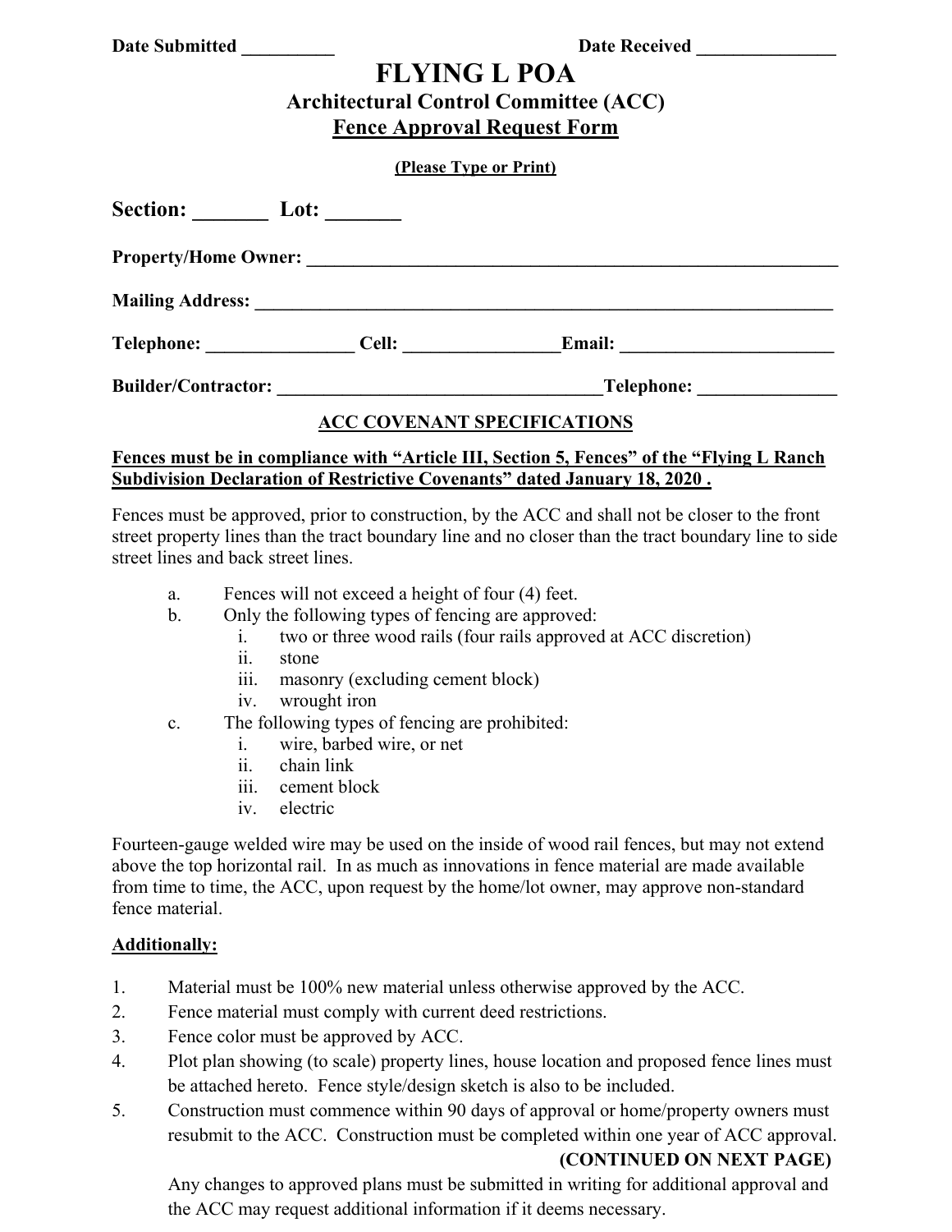Date Submitted __________ Date Received _______________

# FLYING L POA

## Architectural Control Committee (ACC)

## Fence Approval Request Form

**(Please Type or Print)**

**Section: _______ Lot: _______**

**Property/Home Owner:** ____________________________________________________________

**Mailing Address:** _________________________________________________________________

**Telephone:** ________________ **Cell:** ________________ **Email:** ________________________

**Builder/Contractor:** ___________________________________ **Telephone:** _______________

### ACC COVENANT SPECIFICATIONS

**Fences must be in compliance with "Article III, Section 5, Fences" of the "Flying L Ranch Subdivision Declaration of Restrictive Covenants" dated January 18, 2020 .**

Fences must be approved, prior to construction, by the ACC and shall not be closer to the front street property lines than the tract boundary line and no closer than the tract boundary line to side street lines and back street lines.

a. Fences will not exceed a height of four (4) feet.

b. Only the following types of fencing are approved:
   - i. two or three wood rails (four rails approved at ACC discretion)
   - ii. stone
   - iii. masonry (excluding cement block)
   - iv. wrought iron

c. The following types of fencing are prohibited:
   - i. wire, barbed wire, or net
   - ii. chain link
   - iii. cement block
   - iv. electric

Fourteen-gauge welded wire may be used on the inside of wood rail fences, but may not extend above the top horizontal rail. In as much as innovations in fence material are made available from time to time, the ACC, upon request by the home/lot owner, may approve non-standard fence material.

**Additionally:**

1. Material must be 100% new material unless otherwise approved by the ACC.
2. Fence material must comply with current deed restrictions.
3. Fence color must be approved by ACC.
4. Plot plan showing (to scale) property lines, house location and proposed fence lines must be attached hereto. Fence style/design sketch is also to be included.
5. Construction must commence within 90 days of approval or home/property owners must resubmit to the ACC. Construction must be completed within one year of ACC approval.

**(CONTINUED ON NEXT PAGE)**

Any changes to approved plans must be submitted in writing for additional approval and the ACC may request additional information if it deems necessary.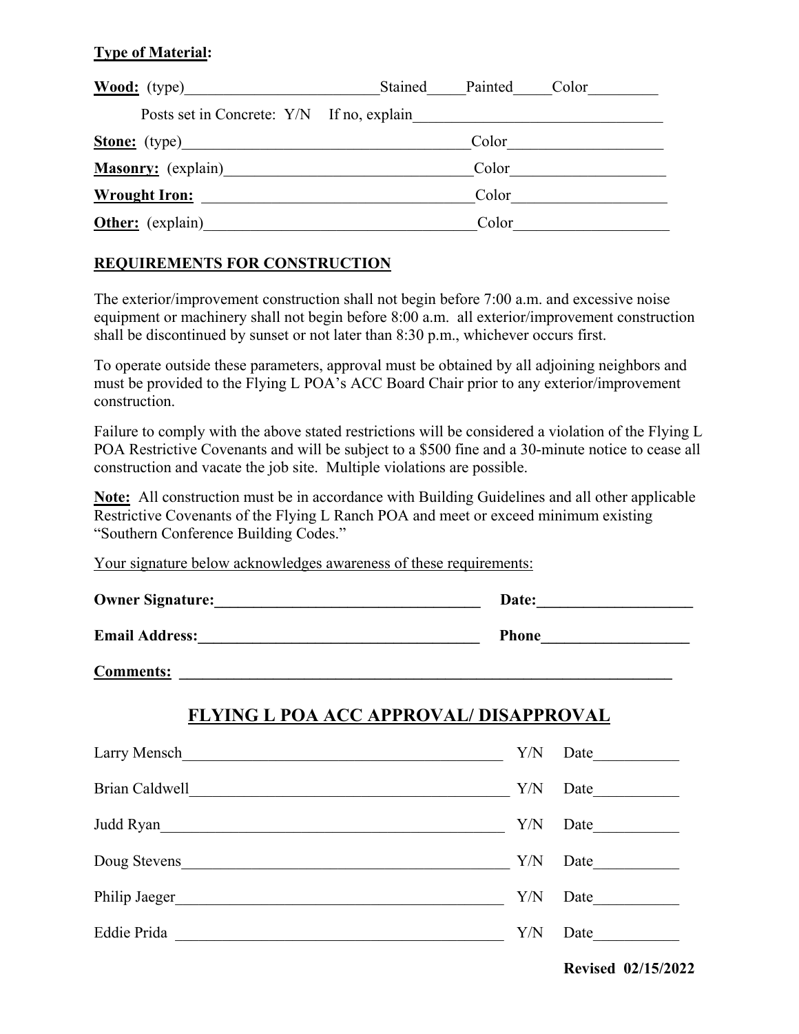**Type of Material:**

**Wood:** (type)\_\_\_\_\_\_\_\_\_\_\_\_\_\_\_\_\_\_\_\_\_\_\_\_\_Stained\_\_\_\_\_Painted\_\_\_\_\_Color\_\_\_\_\_\_\_\_\_

Posts set in Concrete: Y/N If no, explain\_\_\_\_\_\_\_\_\_\_\_\_\_\_\_\_\_\_\_\_\_\_\_\_\_\_\_\_\_\_\_\_

**Stone:** (type)\_\_\_\_\_\_\_\_\_\_\_\_\_\_\_\_\_\_\_\_\_\_\_\_\_\_\_\_\_\_\_\_\_\_\_\_\_Color\_\_\_\_\_\_\_\_\_\_\_\_\_\_\_\_\_\_\_\_

**Masonry:** (explain)\_\_\_\_\_\_\_\_\_\_\_\_\_\_\_\_\_\_\_\_\_\_\_\_\_\_\_\_\_\_\_\_Color\_\_\_\_\_\_\_\_\_\_\_\_\_\_\_\_\_\_\_\_

**Wrought Iron:** \_\_\_\_\_\_\_\_\_\_\_\_\_\_\_\_\_\_\_\_\_\_\_\_\_\_\_\_\_\_\_\_\_\_\_Color\_\_\_\_\_\_\_\_\_\_\_\_\_\_\_\_\_\_\_\_

**Other:** (explain)\_\_\_\_\_\_\_\_\_\_\_\_\_\_\_\_\_\_\_\_\_\_\_\_\_\_\_\_\_\_\_\_\_\_\_Color\_\_\_\_\_\_\_\_\_\_\_\_\_\_\_\_\_\_\_\_

## REQUIREMENTS FOR CONSTRUCTION

The exterior/improvement construction shall not begin before 7:00 a.m. and excessive noise equipment or machinery shall not begin before 8:00 a.m. all exterior/improvement construction shall be discontinued by sunset or not later than 8:30 p.m., whichever occurs first.

To operate outside these parameters, approval must be obtained by all adjoining neighbors and must be provided to the Flying L POA's ACC Board Chair prior to any exterior/improvement construction.

Failure to comply with the above stated restrictions will be considered a violation of the Flying L POA Restrictive Covenants and will be subject to a $500 fine and a 30-minute notice to cease all construction and vacate the job site. Multiple violations are possible.

**Note:** All construction must be in accordance with Building Guidelines and all other applicable Restrictive Covenants of the Flying L Ranch POA and meet or exceed minimum existing "Southern Conference Building Codes."

Your signature below acknowledges awareness of these requirements:

**Owner Signature:**\_\_\_\_\_\_\_\_\_\_\_\_\_\_\_\_\_\_\_\_\_\_\_\_\_\_\_\_\_\_\_\_\_\_\_\_ **Date:**\_\_\_\_\_\_\_\_\_\_\_\_\_\_\_\_\_\_\_\_

**Email Address:**\_\_\_\_\_\_\_\_\_\_\_\_\_\_\_\_\_\_\_\_\_\_\_\_\_\_\_\_\_\_\_\_\_\_\_\_\_ **Phone**\_\_\_\_\_\_\_\_\_\_\_\_\_\_\_\_\_\_\_

**Comments:** \_\_\_\_\_\_\_\_\_\_\_\_\_\_\_\_\_\_\_\_\_\_\_\_\_\_\_\_\_\_\_\_\_\_\_\_\_\_\_\_\_\_\_\_\_\_\_\_\_\_\_\_\_\_\_\_\_\_\_\_\_\_\_\_\_

## FLYING L POA ACC APPROVAL/ DISAPPROVAL

Larry Mensch\_\_\_\_\_\_\_\_\_\_\_\_\_\_\_\_\_\_\_\_\_\_\_\_\_\_\_\_\_\_\_\_\_\_\_\_\_\_\_\_\_\_ Y/N Date\_\_\_\_\_\_\_\_\_\_\_

Brian Caldwell\_\_\_\_\_\_\_\_\_\_\_\_\_\_\_\_\_\_\_\_\_\_\_\_\_\_\_\_\_\_\_\_\_\_\_\_\_\_\_\_\_ Y/N Date\_\_\_\_\_\_\_\_\_\_\_

Judd Ryan\_\_\_\_\_\_\_\_\_\_\_\_\_\_\_\_\_\_\_\_\_\_\_\_\_\_\_\_\_\_\_\_\_\_\_\_\_\_\_\_\_\_\_\_ Y/N Date\_\_\_\_\_\_\_\_\_\_\_

Doug Stevens\_\_\_\_\_\_\_\_\_\_\_\_\_\_\_\_\_\_\_\_\_\_\_\_\_\_\_\_\_\_\_\_\_\_\_\_\_\_\_\_\_\_ Y/N Date\_\_\_\_\_\_\_\_\_\_\_

Philip Jaeger\_\_\_\_\_\_\_\_\_\_\_\_\_\_\_\_\_\_\_\_\_\_\_\_\_\_\_\_\_\_\_\_\_\_\_\_\_\_\_\_\_\_ Y/N Date\_\_\_\_\_\_\_\_\_\_\_

Eddie Prida \_\_\_\_\_\_\_\_\_\_\_\_\_\_\_\_\_\_\_\_\_\_\_\_\_\_\_\_\_\_\_\_\_\_\_\_\_\_\_\_\_\_ Y/N Date\_\_\_\_\_\_\_\_\_\_\_

**Revised 02/15/2022**